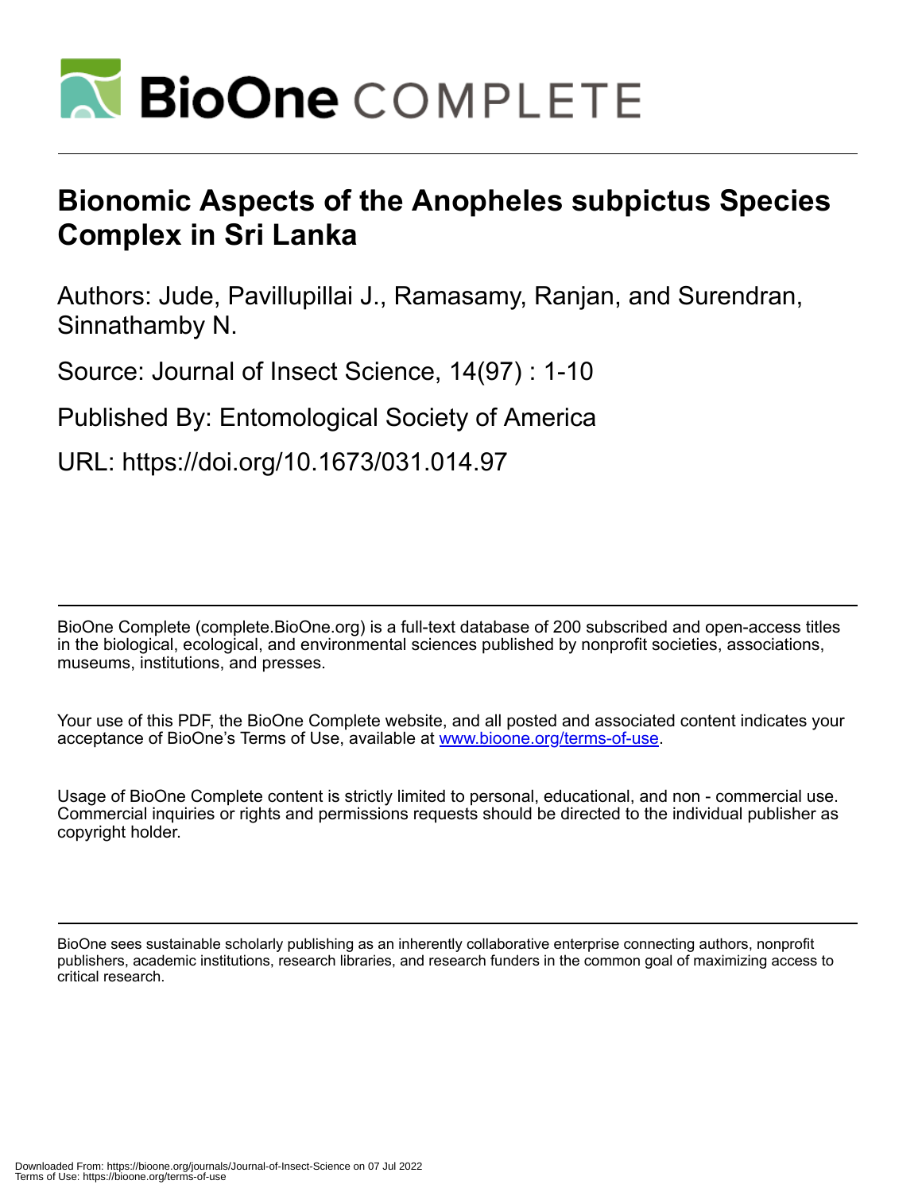# Bionomic Aspects of the Anopheles subpictus Species Complex in Sri Lanka

Authors: Jude, Pavillupillai J., Ramasamy, Ranjan, and Surendran, Sinnathamby N.

Source: Journal of Insect Science, 14(97) : 1-10

Published By: Entomological Society of America

URL: https://doi.org/10.1673/031.014.97

BioOne Complete (complete.BioOne.org) is a full-text database of 200 subscribed and open-access titles in the biological, ecological, and environmental sciences published by nonprofit societies, associations, museums, institutions, and presses.

Your use of this PDF, the BioOne Complete website, and all posted and associated content indicates your acceptance of BioOne's Terms of Use, available at www.bioone.org/terms-of-use.

Usage of BioOne Complete content is strictly limited to personal, educational, and non - commercial use. Commercial inquiries or rights and permissions requests should be directed to the individual publisher as copyright holder.

BioOne sees sustainable scholarly publishing as an inherently collaborative enterprise connecting authors, nonprofit publishers, academic institutions, research libraries, and research funders in the common goal of maximizing access to critical research.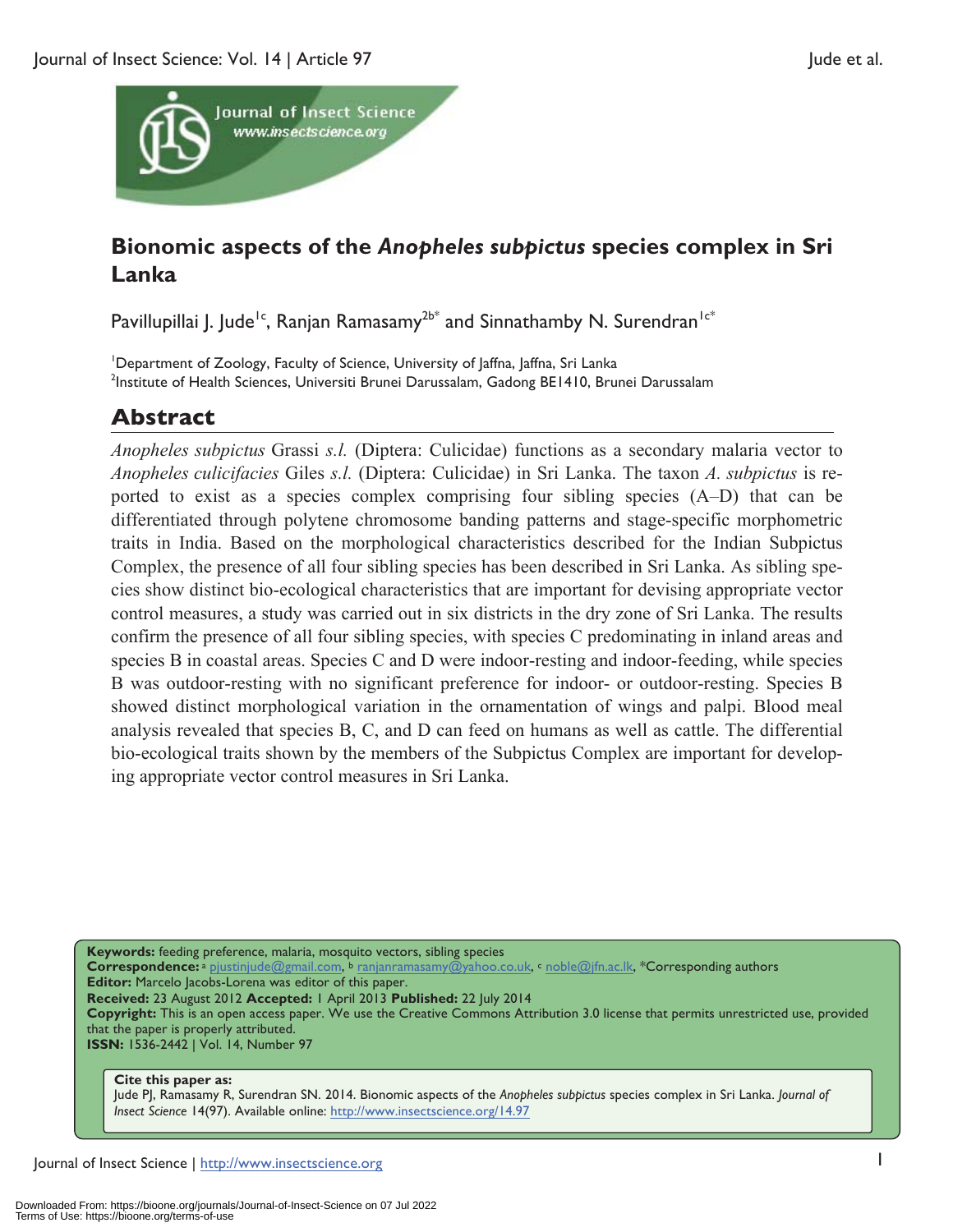# Bionomic aspects of the *Anopheles subpictus* species complex in Sri Lanka

Pavillupillai J. Jude[1c], Ranjan Ramasamy[2b*] and Sinnathamby N. Surendran[1c*]

[1]Department of Zoology, Faculty of Science, University of Jaffna, Jaffna, Sri Lanka
[2]Institute of Health Sciences, Universiti Brunei Darussalam, Gadong BE1410, Brunei Darussalam

## Abstract

*Anopheles subpictus* Grassi *s.l.* (Diptera: Culicidae) functions as a secondary malaria vector to *Anopheles culicifacies* Giles *s.l.* (Diptera: Culicidae) in Sri Lanka. The taxon *A. subpictus* is reported to exist as a species complex comprising four sibling species (A–D) that can be differentiated through polytene chromosome banding patterns and stage-specific morphometric traits in India. Based on the morphological characteristics described for the Indian Subpictus Complex, the presence of all four sibling species has been described in Sri Lanka. As sibling species show distinct bio-ecological characteristics that are important for devising appropriate vector control measures, a study was carried out in six districts in the dry zone of Sri Lanka. The results confirm the presence of all four sibling species, with species C predominating in inland areas and species B in coastal areas. Species C and D were indoor-resting and indoor-feeding, while species B was outdoor-resting with no significant preference for indoor- or outdoor-resting. Species B showed distinct morphological variation in the ornamentation of wings and palpi. Blood meal analysis revealed that species B, C, and D can feed on humans as well as cattle. The differential bio-ecological traits shown by the members of the Subpictus Complex are important for developing appropriate vector control measures in Sri Lanka.

**Keywords:** feeding preference, malaria, mosquito vectors, sibling species
**Correspondence:** [a] pjustinjude@gmail.com, [b] ranjanramasamy@yahoo.co.uk, [c] noble@jfn.ac.lk, *Corresponding authors
**Editor:** Marcelo Jacobs-Lorena was editor of this paper.
**Received:** 23 August 2012 **Accepted:** 1 April 2013 **Published:** 22 July 2014
**Copyright:** This is an open access paper. We use the Creative Commons Attribution 3.0 license that permits unrestricted use, provided that the paper is properly attributed.
**ISSN:** 1536-2442 | Vol. 14, Number 97

**Cite this paper as:**
Jude PJ, Ramasamy R, Surendran SN. 2014. Bionomic aspects of the *Anopheles subpictus* species complex in Sri Lanka. *Journal of Insect Science* 14(97). Available online: http://www.insectscience.org/14.97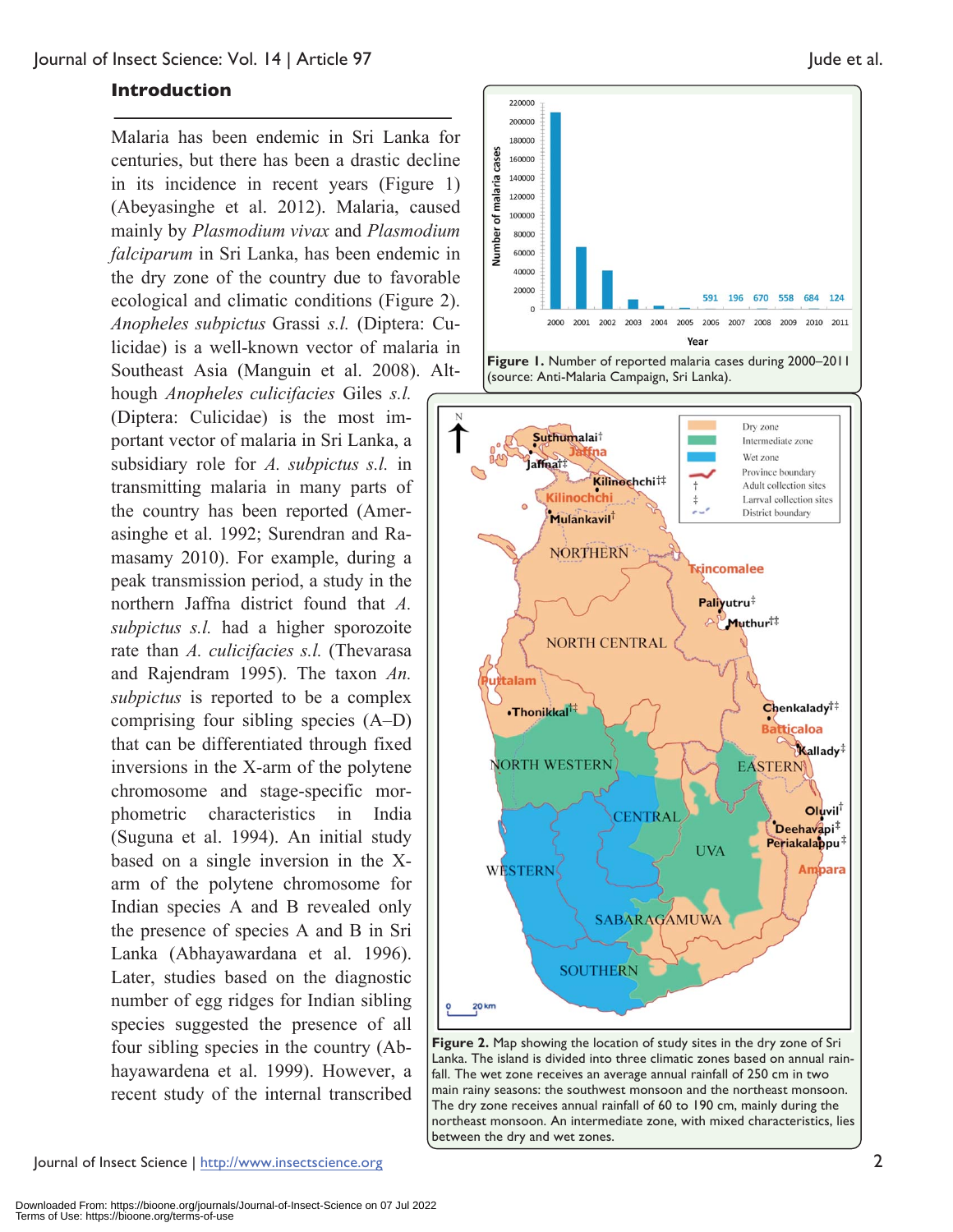## Introduction

Malaria has been endemic in Sri Lanka for centuries, but there has been a drastic decline in its incidence in recent years (Figure 1) (Abeyasinghe et al. 2012). Malaria, caused mainly by *Plasmodium vivax* and *Plasmodium falciparum* in Sri Lanka, has been endemic in the dry zone of the country due to favorable ecological and climatic conditions (Figure 2). *Anopheles subpictus* Grassi *s.l.* (Diptera: Culicidae) is a well-known vector of malaria in Southeast Asia (Manguin et al. 2008). Although *Anopheles culicifacies* Giles *s.l.* (Diptera: Culicidae) is the most important vector of malaria in Sri Lanka, a subsidiary role for *A. subpictus s.l.* in transmitting malaria in many parts of the country has been reported (Amerasinghe et al. 1992; Surendran and Ramasamy 2010). For example, during a peak transmission period, a study in the northern Jaffna district found that *A. subpictus s.l.* had a higher sporozoite rate than *A. culicifacies s.l.* (Thevarasa and Rajendram 1995). The taxon *An. subpictus* is reported to be a complex comprising four sibling species (A–D) that can be differentiated through fixed inversions in the X-arm of the polytene chromosome and stage-specific morphometric characteristics in India (Suguna et al. 1994). An initial study based on a single inversion in the X-arm of the polytene chromosome for Indian species A and B revealed only the presence of species A and B in Sri Lanka (Abhayawardana et al. 1996). Later, studies based on the diagnostic number of egg ridges for Indian sibling species suggested the presence of all four sibling species in the country (Abhayawardena et al. 1999). However, a recent study of the internal transcribed

**Figure 1.** Number of reported malaria cases during 2000–2011 (source: Anti-Malaria Campaign, Sri Lanka).

**Figure 2.** Map showing the location of study sites in the dry zone of Sri Lanka. The island is divided into three climatic zones based on annual rainfall. The wet zone receives an average annual rainfall of 250 cm in two main rainy seasons: the southwest monsoon and the northeast monsoon. The dry zone receives annual rainfall of 60 to 190 cm, mainly during the northeast monsoon. An intermediate zone, with mixed characteristics, lies between the dry and wet zones.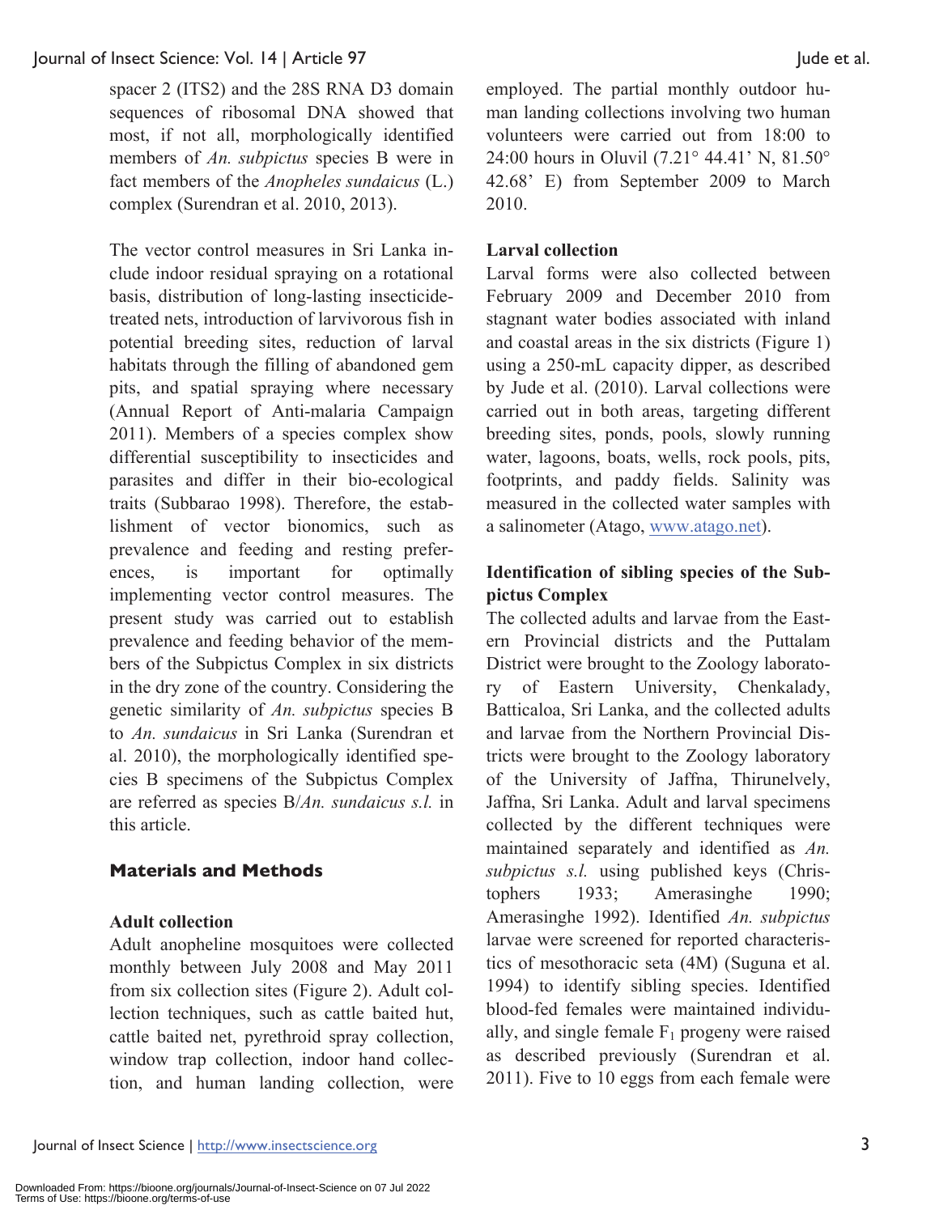spacer 2 (ITS2) and the 28S RNA D3 domain sequences of ribosomal DNA showed that most, if not all, morphologically identified members of *An. subpictus* species B were in fact members of the *Anopheles sundaicus* (L.) complex (Surendran et al. 2010, 2013).

The vector control measures in Sri Lanka include indoor residual spraying on a rotational basis, distribution of long-lasting insecticide-treated nets, introduction of larvivorous fish in potential breeding sites, reduction of larval habitats through the filling of abandoned gem pits, and spatial spraying where necessary (Annual Report of Anti-malaria Campaign 2011). Members of a species complex show differential susceptibility to insecticides and parasites and differ in their bio-ecological traits (Subbarao 1998). Therefore, the establishment of vector bionomics, such as prevalence and feeding and resting preferences, is important for optimally implementing vector control measures. The present study was carried out to establish prevalence and feeding behavior of the members of the Subpictus Complex in six districts in the dry zone of the country. Considering the genetic similarity of *An. subpictus* species B to *An. sundaicus* in Sri Lanka (Surendran et al. 2010), the morphologically identified species B specimens of the Subpictus Complex are referred as species B/*An. sundaicus s.l.* in this article.

## Materials and Methods

### Adult collection

Adult anopheline mosquitoes were collected monthly between July 2008 and May 2011 from six collection sites (Figure 2). Adult collection techniques, such as cattle baited hut, cattle baited net, pyrethroid spray collection, window trap collection, indoor hand collection, and human landing collection, were employed. The partial monthly outdoor human landing collections involving two human volunteers were carried out from 18:00 to 24:00 hours in Oluvil (7.21° 44.41' N, 81.50° 42.68' E) from September 2009 to March 2010.

### Larval collection

Larval forms were also collected between February 2009 and December 2010 from stagnant water bodies associated with inland and coastal areas in the six districts (Figure 1) using a 250-mL capacity dipper, as described by Jude et al. (2010). Larval collections were carried out in both areas, targeting different breeding sites, ponds, pools, slowly running water, lagoons, boats, wells, rock pools, pits, footprints, and paddy fields. Salinity was measured in the collected water samples with a salinometer (Atago, www.atago.net).

### Identification of sibling species of the Subpictus Complex

The collected adults and larvae from the Eastern Provincial districts and the Puttalam District were brought to the Zoology laboratory of Eastern University, Chenkalady, Batticaloa, Sri Lanka, and the collected adults and larvae from the Northern Provincial Districts were brought to the Zoology laboratory of the University of Jaffna, Thirunelvely, Jaffna, Sri Lanka. Adult and larval specimens collected by the different techniques were maintained separately and identified as *An. subpictus s.l.* using published keys (Christophers 1933; Amerasinghe 1990; Amerasinghe 1992). Identified *An. subpictus* larvae were screened for reported characteristics of mesothoracic seta (4M) (Suguna et al. 1994) to identify sibling species. Identified blood-fed females were maintained individually, and single female $F_1$ progeny were raised as described previously (Surendran et al. 2011). Five to 10 eggs from each female were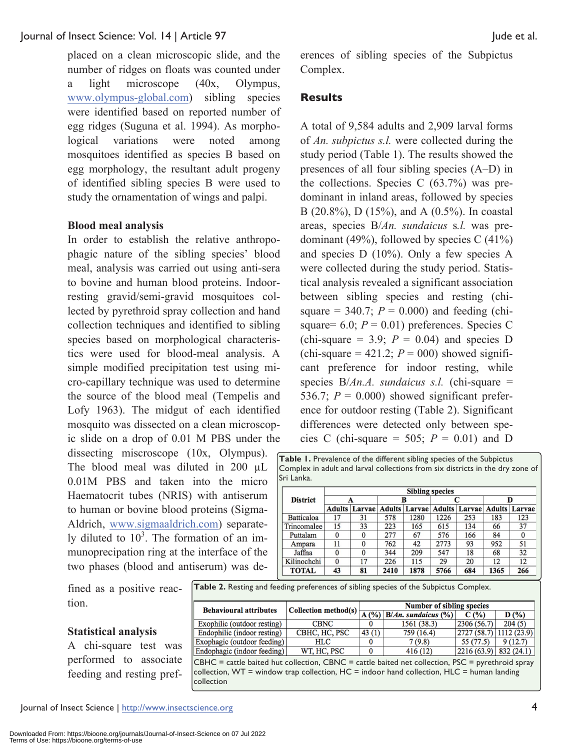placed on a clean microscopic slide, and the number of ridges on floats was counted under a light microscope (40x, Olympus, www.olympus-global.com) sibling species were identified based on reported number of egg ridges (Suguna et al. 1994). As morphological variations were noted among mosquitoes identified as species B based on egg morphology, the resultant adult progeny of identified sibling species B were used to study the ornamentation of wings and palpi.

**Blood meal analysis**

In order to establish the relative anthropophagic nature of the sibling species' blood meal, analysis was carried out using anti-sera to bovine and human blood proteins. Indoor-resting gravid/semi-gravid mosquitoes collected by pyrethroid spray collection and hand collection techniques and identified to sibling species based on morphological characteristics were used for blood-meal analysis. A simple modified precipitation test using micro-capillary technique was used to determine the source of the blood meal (Tempelis and Lofy 1963). The midgut of each identified mosquito was dissected on a clean microscopic slide on a drop of 0.01 M PBS under the dissecting miscroscope (10x, Olympus). The blood meal was diluted in 200 µL 0.01M PBS and taken into the micro Haematocrit tubes (NRIS) with antiserum to human or bovine blood proteins (Sigma-Aldrich, www.sigmaaldrich.com) separately diluted to $10^3$. The formation of an immunoprecipation ring at the interface of the two phases (blood and antiserum) was defined as a positive reaction.

**Statistical analysis**

A chi-square test was performed to associate feeding and resting preferences of sibling species of the Subpictus Complex.

## Results

A total of 9,584 adults and 2,909 larval forms of *An. subpictus s.l.* were collected during the study period (Table 1). The results showed the presences of all four sibling species (A–D) in the collections. Species C (63.7%) was predominant in inland areas, followed by species B (20.8%), D (15%), and A (0.5%). In coastal areas, species B/*An. sundaicus* s.*l.* was predominant (49%), followed by species C (41%) and species D (10%). Only a few species A were collected during the study period. Statistical analysis revealed a significant association between sibling species and resting (chi-square = 340.7; $P$ = 0.000) and feeding (chi-square= 6.0; $P$ = 0.01) preferences. Species C (chi-square = 3.9; $P$ = 0.04) and species D (chi-square = 421.2; $P$ = 000) showed significant preference for indoor resting, while species B/*An.A. sundaicus s.l.* (chi-square = 536.7; $P$ = 0.000) showed significant preference for outdoor resting (Table 2). Significant differences were detected only between species C (chi-square = 505; $P$ = 0.01) and D

**Table 1.** Prevalence of the different sibling species of the Subpictus Complex in adult and larval collections from six districts in the dry zone of Sri Lanka.

| District | Sibling species | | | | | | | |
|---|---|---|---|---|---|---|---|---|
| | A | | B | | C | | D | |
| | Adults | Larvae | Adults | Larvae | Adults | Larvae | Adults | Larvae |
| Batticaloa | 17 | 31 | 578 | 1280 | 1226 | 253 | 183 | 123 |
| Trincomalee | 15 | 33 | 223 | 165 | 615 | 134 | 66 | 37 |
| Puttalam | 0 | 0 | 277 | 67 | 576 | 166 | 84 | 0 |
| Ampara | 11 | 0 | 762 | 42 | 2773 | 93 | 952 | 51 |
| Jaffna | 0 | 0 | 344 | 209 | 547 | 18 | 68 | 32 |
| Kilinochchi | 0 | 17 | 226 | 115 | 29 | 20 | 12 | 12 |
| **TOTAL** | **43** | **81** | **2410** | **1878** | **5766** | **684** | **1365** | **266** |

**Table 2.** Resting and feeding preferences of sibling species of the Subpictus Complex.

| Behavioural attributes | Collection method(s) | Number of sibling species | | | |
|---|---|---|---|---|---|
| | | A (%) | B/*An. sundaicus* (%) | C (%) | D (%) |
| Exophilic (outdoor resting) | CBNC | 0 | 1561 (38.3) | 2306 (56.7) | 204 (5) |
| Endophilic (indoor resting) | CBHC, HC, PSC | 43 (1) | 759 (16.4) | 2727 (58.7) | 1112 (23.9) |
| Exophagic (outdoor feeding) | HLC | 0 | 7 (9.8) | 55 (77.5) | 9 (12.7) |
| Endophagic (indoor feeding) | WT, HC, PSC | 0 | 416 (12) | 2216 (63.9) | 832 (24.1) |

CBHC = cattle baited hut collection, CBNC = cattle baited net collection, PSC = pyrethroid spray collection, WT = window trap collection, HC = indoor hand collection, HLC = human landing collection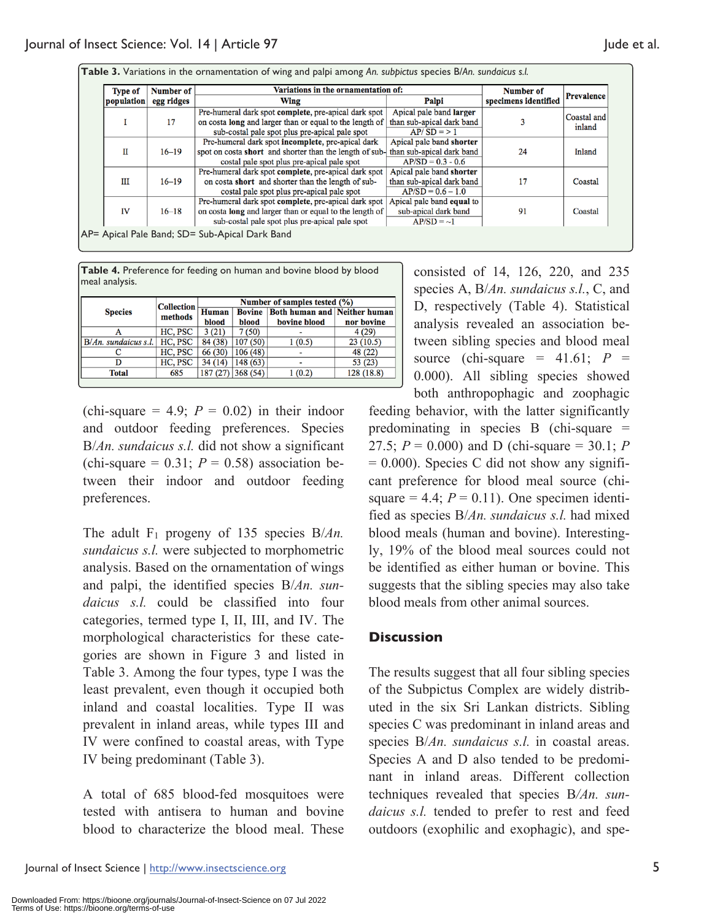**Table 3.** Variations in the ornamentation of wing and palpi among *An. subpictus* species B/*An. sundaicus s.l.*

| Type of population | Number of egg ridges | Variations in the ornamentation of: Wing | Variations in the ornamentation of: Palpi | Number of specimens identified | Prevalence |
|---|---|---|---|---|---|
| I | 17 | Pre-humeral dark spot **complete**, pre-apical dark spot on costa **long** and larger than or equal to the length of sub-costal pale spot plus pre-apical pale spot | Apical pale band **larger** than sub-apical dark band AP/ SD = > 1 | 3 | Coastal and inland |
| II | 16–19 | Pre-humeral dark spot **incomplete**, pre-apical dark spot on costa **short** and shorter than the length of sub-costal pale spot plus pre-apical pale spot | Apical pale band **shorter** than sub-apical dark band AP/SD = 0.3 - 0.6 | 24 | Inland |
| III | 16–19 | Pre-humeral dark spot **complete**, pre-apical dark spot on costa **short** and shorter than the length of sub-costal pale spot plus pre-apical pale spot | Apical pale band **shorter** than sub-apical dark band AP/SD = 0.6 – 1.0 | 17 | Coastal |
| IV | 16–18 | Pre-humeral dark spot **complete**, pre-apical dark spot on costa **long** and larger than or equal to the length of sub-costal pale spot plus pre-apical pale spot | Apical pale band **equal** to sub-apical dark band AP/SD = ~1 | 91 | Coastal |

AP= Apical Pale Band; SD= Sub-Apical Dark Band

**Table 4.** Preference for feeding on human and bovine blood by blood meal analysis.

| Species | Collection methods | Number of samples tested (%) | | | |
|---|---|---|---|---|---|
| | | Human blood | Bovine blood | Both human and bovine blood | Neither human nor bovine |
| A | HC, PSC | 3 (21) | 7 (50) | - | 4 (29) |
| B/*An. sundaicus s.l.* | HC, PSC | 84 (38) | 107 (50) | 1 (0.5) | 23 (10.5) |
| C | HC, PSC | 66 (30) | 106 (48) | - | 48 (22) |
| D | HC, PSC | 34 (14) | 148 (63) | - | 53 (23) |
| **Total** | 685 | 187 (27) | 368 (54) | 1 (0.2) | 128 (18.8) |

(chi-square = 4.9; $P$ = 0.02) in their indoor and outdoor feeding preferences. Species B/*An. sundaicus s.l.* did not show a significant (chi-square = 0.31; $P$ = 0.58) association between their indoor and outdoor feeding preferences.

The adult $F_1$ progeny of 135 species B/*An. sundaicus s.l.* were subjected to morphometric analysis. Based on the ornamentation of wings and palpi, the identified species B/*An. sundaicus s.l.* could be classified into four categories, termed type I, II, III, and IV. The morphological characteristics for these categories are shown in Figure 3 and listed in Table 3. Among the four types, type I was the least prevalent, even though it occupied both inland and coastal localities. Type II was prevalent in inland areas, while types III and IV were confined to coastal areas, with Type IV being predominant (Table 3).

A total of 685 blood-fed mosquitoes were tested with antisera to human and bovine blood to characterize the blood meal. These consisted of 14, 126, 220, and 235 species A, B/*An. sundaicus s.l.*, C, and D, respectively (Table 4). Statistical analysis revealed an association between sibling species and blood meal source (chi-square = 41.61; $P$ = 0.000). All sibling species showed both anthropophagic and zoophagic feeding behavior, with the latter significantly predominating in species B (chi-square = 27.5; $P$ = 0.000) and D (chi-square = 30.1; $P$ = 0.000). Species C did not show any significant preference for blood meal source (chi-square = 4.4; $P$ = 0.11). One specimen identified as species B/*An. sundaicus s.l.* had mixed blood meals (human and bovine). Interestingly, 19% of the blood meal sources could not be identified as either human or bovine. This suggests that the sibling species may also take blood meals from other animal sources.

## Discussion

The results suggest that all four sibling species of the Subpictus Complex are widely distributed in the six Sri Lankan districts. Sibling species C was predominant in inland areas and species B/*An. sundaicus s.l.* in coastal areas. Species A and D also tended to be predominant in inland areas. Different collection techniques revealed that species B/*An. sundaicus s.l.* tended to prefer to rest and feed outdoors (exophilic and exophagic), and spe-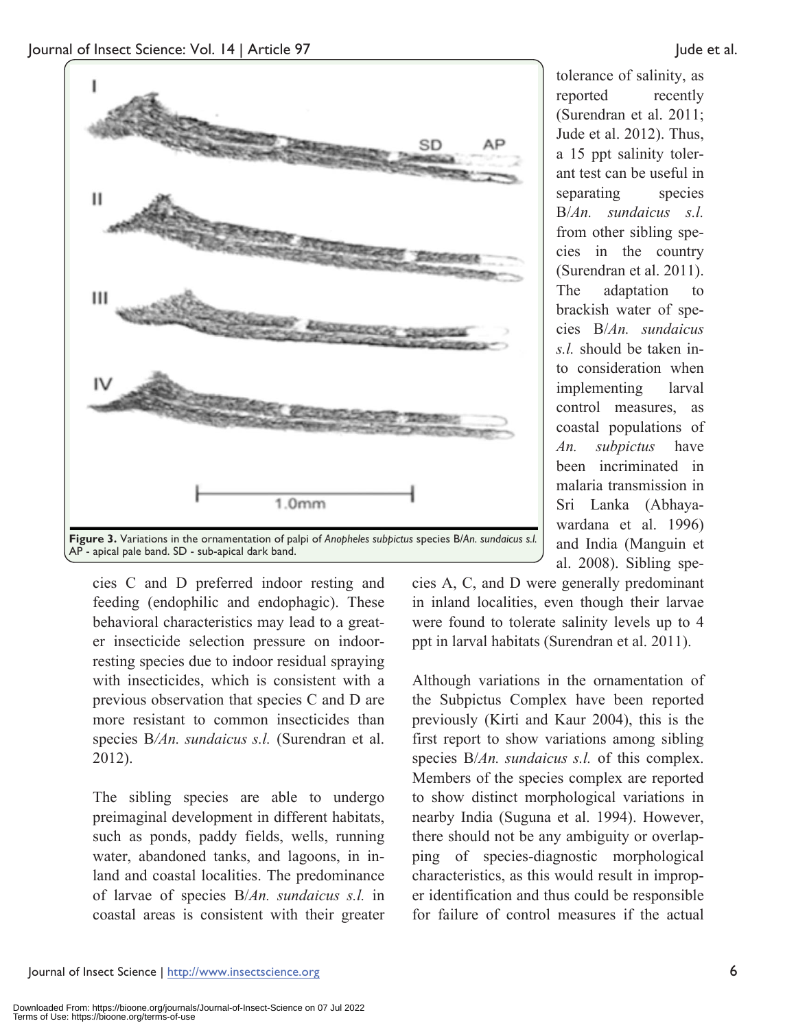Figure 3. Variations in the ornamentation of palpi of *Anopheles subpictus* species B/*An. sundaicus s.l.* AP - apical pale band. SD - sub-apical dark band.

cies C and D preferred indoor resting and feeding (endophilic and endophagic). These behavioral characteristics may lead to a greater insecticide selection pressure on indoor-resting species due to indoor residual spraying with insecticides, which is consistent with a previous observation that species C and D are more resistant to common insecticides than species B/*An. sundaicus s.l.* (Surendran et al. 2012).

The sibling species are able to undergo preimaginal development in different habitats, such as ponds, paddy fields, wells, running water, abandoned tanks, and lagoons, in inland and coastal localities. The predominance of larvae of species B/*An. sundaicus s.l.* in coastal areas is consistent with their greater tolerance of salinity, as reported recently (Surendran et al. 2011; Jude et al. 2012). Thus, a 15 ppt salinity tolerant test can be useful in separating species B/*An. sundaicus s.l.* from other sibling species in the country (Surendran et al. 2011). The adaptation to brackish water of species B/*An. sundaicus s.l.* should be taken into consideration when implementing larval control measures, as coastal populations of *An. subpictus* have been incriminated in malaria transmission in Sri Lanka (Abhayawardana et al. 1996) and India (Manguin et al. 2008). Sibling species A, C, and D were generally predominant in inland localities, even though their larvae were found to tolerate salinity levels up to 4 ppt in larval habitats (Surendran et al. 2011).

Although variations in the ornamentation of the Subpictus Complex have been reported previously (Kirti and Kaur 2004), this is the first report to show variations among sibling species B/*An. sundaicus s.l.* of this complex. Members of the species complex are reported to show distinct morphological variations in nearby India (Suguna et al. 1994). However, there should not be any ambiguity or overlapping of species-diagnostic morphological characteristics, as this would result in improper identification and thus could be responsible for failure of control measures if the actual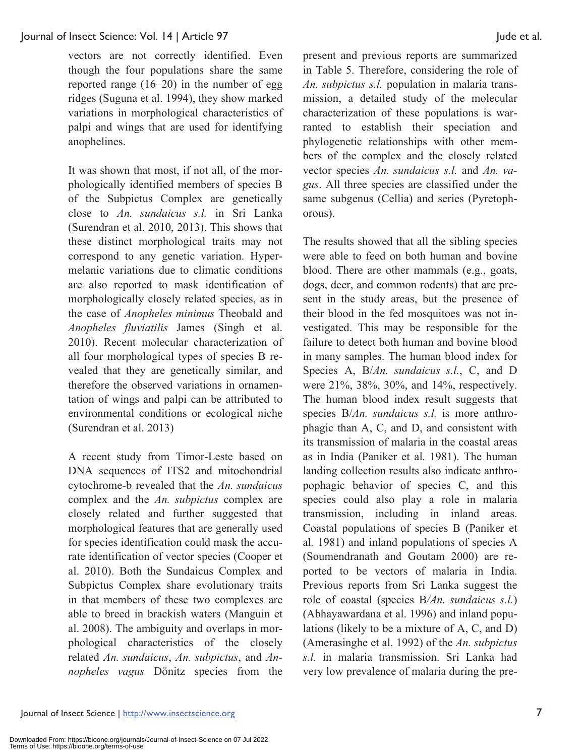vectors are not correctly identified. Even though the four populations share the same reported range (16–20) in the number of egg ridges (Suguna et al. 1994), they show marked variations in morphological characteristics of palpi and wings that are used for identifying anophelines.

It was shown that most, if not all, of the morphologically identified members of species B of the Subpictus Complex are genetically close to *An. sundaicus s.l.* in Sri Lanka (Surendran et al. 2010, 2013). This shows that these distinct morphological traits may not correspond to any genetic variation. Hypermelanic variations due to climatic conditions are also reported to mask identification of morphologically closely related species, as in the case of *Anopheles minimus* Theobald and *Anopheles fluviatilis* James (Singh et al. 2010). Recent molecular characterization of all four morphological types of species B revealed that they are genetically similar, and therefore the observed variations in ornamentation of wings and palpi can be attributed to environmental conditions or ecological niche (Surendran et al. 2013)

A recent study from Timor-Leste based on DNA sequences of ITS2 and mitochondrial cytochrome-b revealed that the *An. sundaicus* complex and the *An. subpictus* complex are closely related and further suggested that morphological features that are generally used for species identification could mask the accurate identification of vector species (Cooper et al. 2010). Both the Sundaicus Complex and Subpictus Complex share evolutionary traits in that members of these two complexes are able to breed in brackish waters (Manguin et al. 2008). The ambiguity and overlaps in morphological characteristics of the closely related *An. sundaicus*, *An. subpictus*, and *Anopheles vagus* Dönitz species from the present and previous reports are summarized in Table 5. Therefore, considering the role of *An. subpictus s.l.* population in malaria transmission, a detailed study of the molecular characterization of these populations is warranted to establish their speciation and phylogenetic relationships with other members of the complex and the closely related vector species *An. sundaicus s.l.* and *An. vagus*. All three species are classified under the same subgenus (Cellia) and series (Pyretophorous).

The results showed that all the sibling species were able to feed on both human and bovine blood. There are other mammals (e.g., goats, dogs, deer, and common rodents) that are present in the study areas, but the presence of their blood in the fed mosquitoes was not investigated. This may be responsible for the failure to detect both human and bovine blood in many samples. The human blood index for Species A, B/*An. sundaicus s.l.*, C, and D were 21%, 38%, 30%, and 14%, respectively. The human blood index result suggests that species B/*An. sundaicus s.l.* is more anthrophagic than A, C, and D, and consistent with its transmission of malaria in the coastal areas as in India (Paniker et al*.* 1981). The human landing collection results also indicate anthropophagic behavior of species C, and this species could also play a role in malaria transmission, including in inland areas. Coastal populations of species B (Paniker et al*.* 1981) and inland populations of species A (Soumendranath and Goutam 2000) are reported to be vectors of malaria in India. Previous reports from Sri Lanka suggest the role of coastal (species B*/An. sundaicus s.l.*) (Abhayawardana et al. 1996) and inland populations (likely to be a mixture of A, C, and D) (Amerasinghe et al. 1992) of the *An. subpictus s.l.* in malaria transmission. Sri Lanka had very low prevalence of malaria during the pre-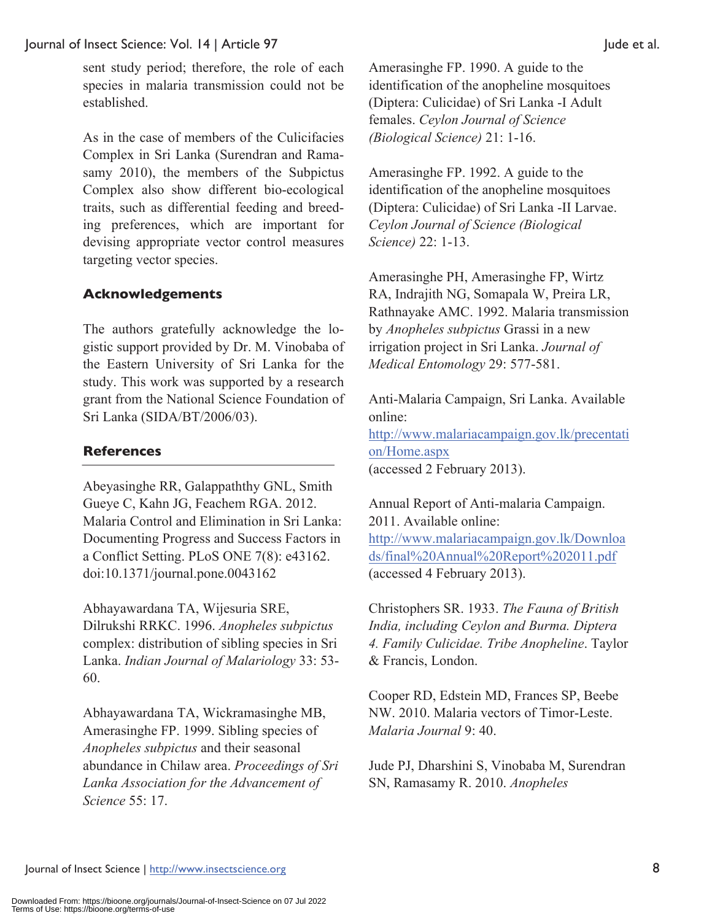sent study period; therefore, the role of each species in malaria transmission could not be established.

As in the case of members of the Culicifacies Complex in Sri Lanka (Surendran and Ramasamy 2010), the members of the Subpictus Complex also show different bio-ecological traits, such as differential feeding and breeding preferences, which are important for devising appropriate vector control measures targeting vector species.

## Acknowledgements

The authors gratefully acknowledge the logistic support provided by Dr. M. Vinobaba of the Eastern University of Sri Lanka for the study. This work was supported by a research grant from the National Science Foundation of Sri Lanka (SIDA/BT/2006/03).

## References

Abeyasinghe RR, Galappaththy GNL, Smith Gueye C, Kahn JG, Feachem RGA. 2012. Malaria Control and Elimination in Sri Lanka: Documenting Progress and Success Factors in a Conflict Setting. PLoS ONE 7(8): e43162. doi:10.1371/journal.pone.0043162

Abhayawardana TA, Wijesuria SRE, Dilrukshi RRKC. 1996. *Anopheles subpictus* complex: distribution of sibling species in Sri Lanka. *Indian Journal of Malariology* 33: 53-60.

Abhayawardana TA, Wickramasinghe MB, Amerasinghe FP. 1999. Sibling species of *Anopheles subpictus* and their seasonal abundance in Chilaw area. *Proceedings of Sri Lanka Association for the Advancement of Science* 55: 17.

Amerasinghe FP. 1990. A guide to the identification of the anopheline mosquitoes (Diptera: Culicidae) of Sri Lanka -I Adult females. *Ceylon Journal of Science (Biological Science)* 21: 1-16.

Amerasinghe FP. 1992. A guide to the identification of the anopheline mosquitoes (Diptera: Culicidae) of Sri Lanka -II Larvae. *Ceylon Journal of Science (Biological Science)* 22: 1-13.

Amerasinghe PH, Amerasinghe FP, Wirtz RA, Indrajith NG, Somapala W, Preira LR, Rathnayake AMC. 1992. Malaria transmission by *Anopheles subpictus* Grassi in a new irrigation project in Sri Lanka. *Journal of Medical Entomology* 29: 577-581.

Anti-Malaria Campaign, Sri Lanka. Available online: http://www.malariacampaign.gov.lk/precentation/Home.aspx (accessed 2 February 2013).

Annual Report of Anti-malaria Campaign. 2011. Available online: http://www.malariacampaign.gov.lk/Downloads/final%20Annual%20Report%202011.pdf (accessed 4 February 2013).

Christophers SR. 1933. *The Fauna of British India, including Ceylon and Burma. Diptera 4. Family Culicidae. Tribe Anopheline*. Taylor & Francis, London.

Cooper RD, Edstein MD, Frances SP, Beebe NW. 2010. Malaria vectors of Timor-Leste. *Malaria Journal* 9: 40.

Jude PJ, Dharshini S, Vinobaba M, Surendran SN, Ramasamy R. 2010. *Anopheles*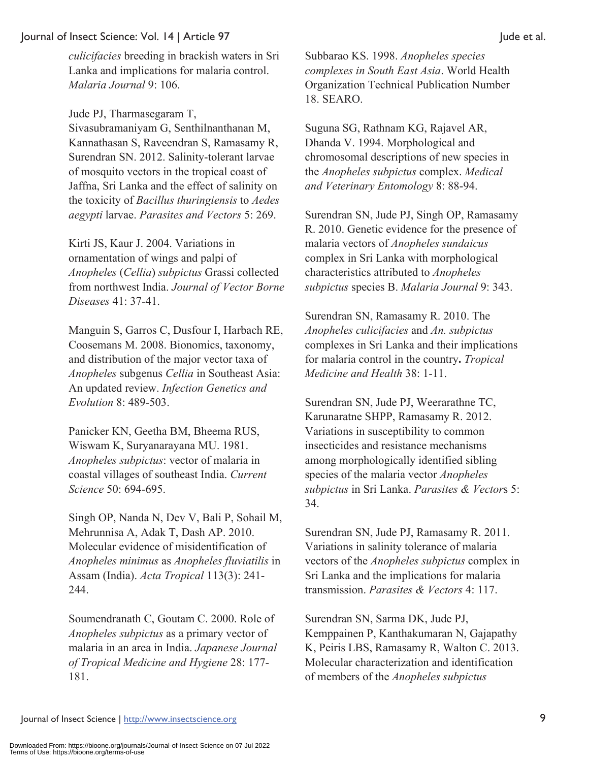*culicifacies* breeding in brackish waters in Sri Lanka and implications for malaria control. *Malaria Journal* 9: 106.

Jude PJ, Tharmasegaram T, Sivasubramaniyam G, Senthilnanthanan M, Kannathasan S, Raveendran S, Ramasamy R, Surendran SN. 2012. Salinity-tolerant larvae of mosquito vectors in the tropical coast of Jaffna, Sri Lanka and the effect of salinity on the toxicity of *Bacillus thuringiensis* to *Aedes aegypti* larvae. *Parasites and Vectors* 5: 269.

Kirti JS, Kaur J. 2004. Variations in ornamentation of wings and palpi of *Anopheles* (*Cellia*) *subpictus* Grassi collected from northwest India. *Journal of Vector Borne Diseases* 41: 37-41.

Manguin S, Garros C, Dusfour I, Harbach RE, Coosemans M. 2008. Bionomics, taxonomy, and distribution of the major vector taxa of *Anopheles* subgenus *Cellia* in Southeast Asia: An updated review. *Infection Genetics and Evolution* 8: 489-503.

Panicker KN, Geetha BM, Bheema RUS, Wiswam K, Suryanarayana MU. 1981. *Anopheles subpictus*: vector of malaria in coastal villages of southeast India. *Current Science* 50: 694-695.

Singh OP, Nanda N, Dev V, Bali P, Sohail M, Mehrunnisa A, Adak T, Dash AP. 2010. Molecular evidence of misidentification of *Anopheles minimus* as *Anopheles fluviatilis* in Assam (India). *Acta Tropical* 113(3): 241-244.

Soumendranath C, Goutam C. 2000. Role of *Anopheles subpictus* as a primary vector of malaria in an area in India. *Japanese Journal of Tropical Medicine and Hygiene* 28: 177-181.

Subbarao KS. 1998. *Anopheles species complexes in South East Asia*. World Health Organization Technical Publication Number 18. SEARO.

Suguna SG, Rathnam KG, Rajavel AR, Dhanda V. 1994. Morphological and chromosomal descriptions of new species in the *Anopheles subpictus* complex. *Medical and Veterinary Entomology* 8: 88-94.

Surendran SN, Jude PJ, Singh OP, Ramasamy R. 2010. Genetic evidence for the presence of malaria vectors of *Anopheles sundaicus* complex in Sri Lanka with morphological characteristics attributed to *Anopheles subpictus* species B. *Malaria Journal* 9: 343.

Surendran SN, Ramasamy R. 2010. The *Anopheles culicifacies* and *An. subpictus* complexes in Sri Lanka and their implications for malaria control in the country**.** *Tropical Medicine and Health* 38: 1-11.

Surendran SN, Jude PJ, Weerarathne TC, Karunaratne SHPP, Ramasamy R. 2012. Variations in susceptibility to common insecticides and resistance mechanisms among morphologically identified sibling species of the malaria vector *Anopheles subpictus* in Sri Lanka. *Parasites & Vectors* 5: 34.

Surendran SN, Jude PJ, Ramasamy R. 2011. Variations in salinity tolerance of malaria vectors of the *Anopheles subpictus* complex in Sri Lanka and the implications for malaria transmission. *Parasites & Vectors* 4: 117.

Surendran SN, Sarma DK, Jude PJ, Kemppainen P, Kanthakumaran N, Gajapathy K, Peiris LBS, Ramasamy R, Walton C. 2013. Molecular characterization and identification of members of the *Anopheles subpictus*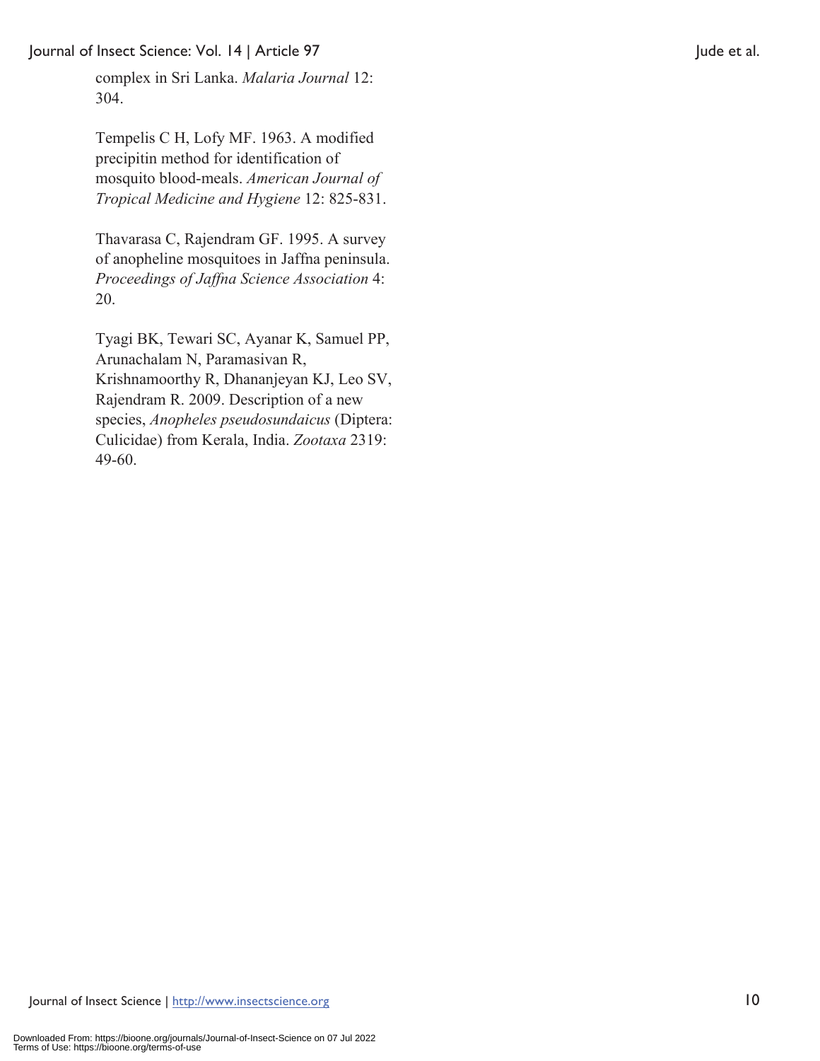complex in Sri Lanka. *Malaria Journal* 12: 304.

Tempelis C H, Lofy MF. 1963. A modified precipitin method for identification of mosquito blood-meals. *American Journal of Tropical Medicine and Hygiene* 12: 825-831.

Thavarasa C, Rajendram GF. 1995. A survey of anopheline mosquitoes in Jaffna peninsula. *Proceedings of Jaffna Science Association* 4: 20.

Tyagi BK, Tewari SC, Ayanar K, Samuel PP, Arunachalam N, Paramasivan R, Krishnamoorthy R, Dhananjeyan KJ, Leo SV, Rajendram R. 2009. Description of a new species, *Anopheles pseudosundaicus* (Diptera: Culicidae) from Kerala, India. *Zootaxa* 2319: 49-60.